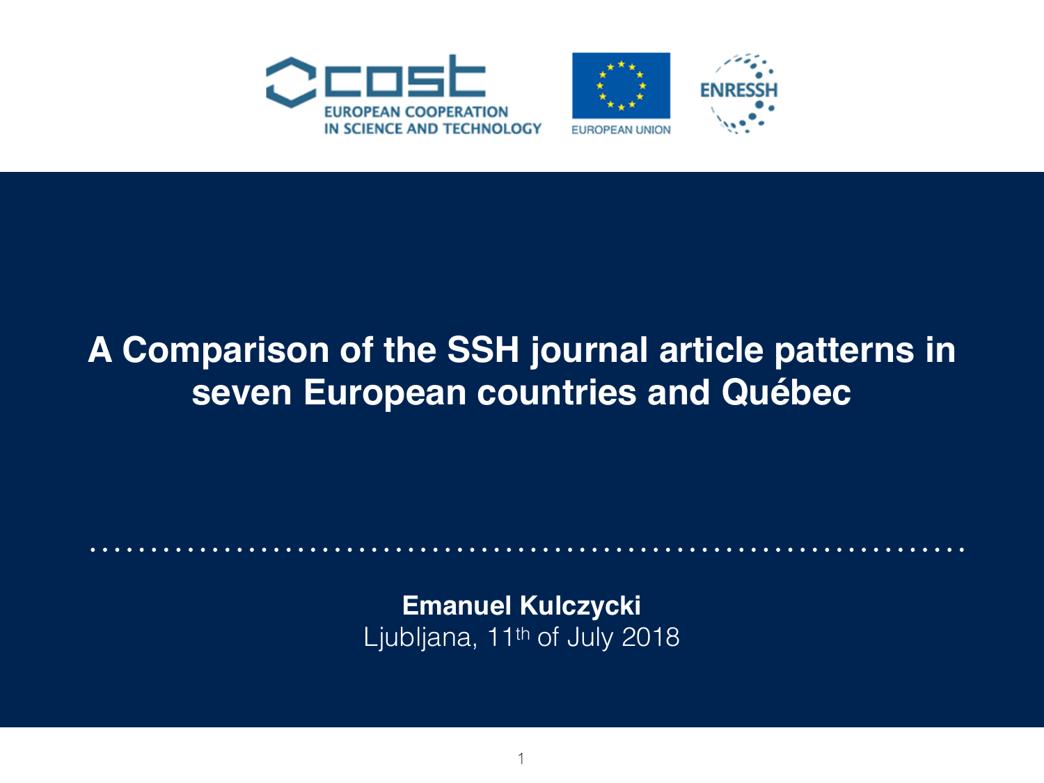COST EUROPEAN COOPERATION IN SCIENCE AND TECHNOLOGY

EUROPEAN UNION

ENRESSH

# A Comparison of the SSH journal article patterns in seven European countries and Québec

**Emanuel Kulczycki**

Ljubljana, 11th of July 2018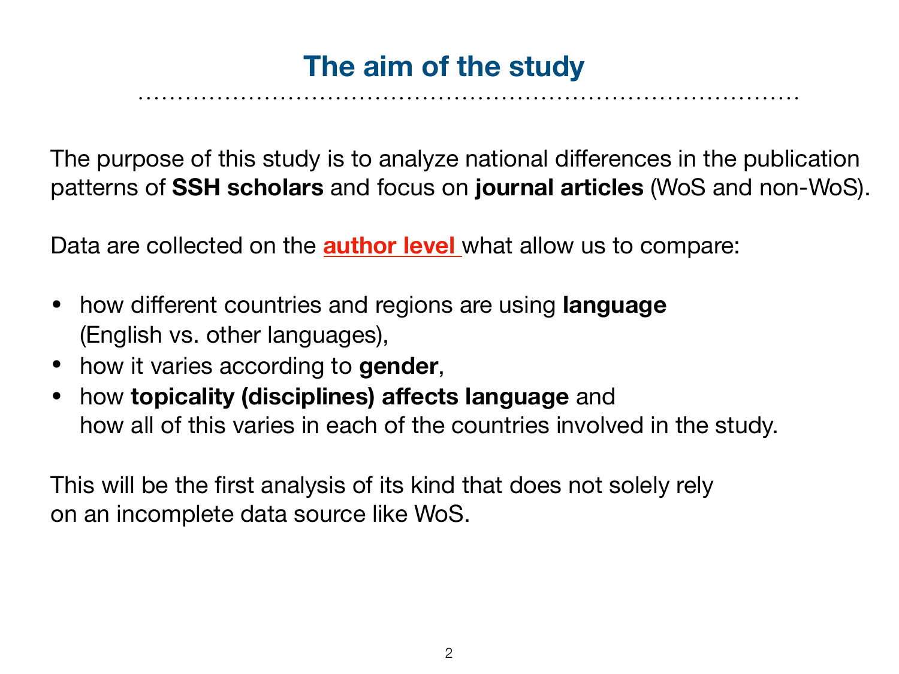# The aim of the study

The purpose of this study is to analyze national differences in the publication patterns of **SSH scholars** and focus on **journal articles** (WoS and non-WoS).

Data are collected on the **author level** what allow us to compare:

- how different countries and regions are using **language** (English vs. other languages),
- how it varies according to **gender**,
- how **topicality (disciplines) affects language** and how all of this varies in each of the countries involved in the study.

This will be the first analysis of its kind that does not solely rely on an incomplete data source like WoS.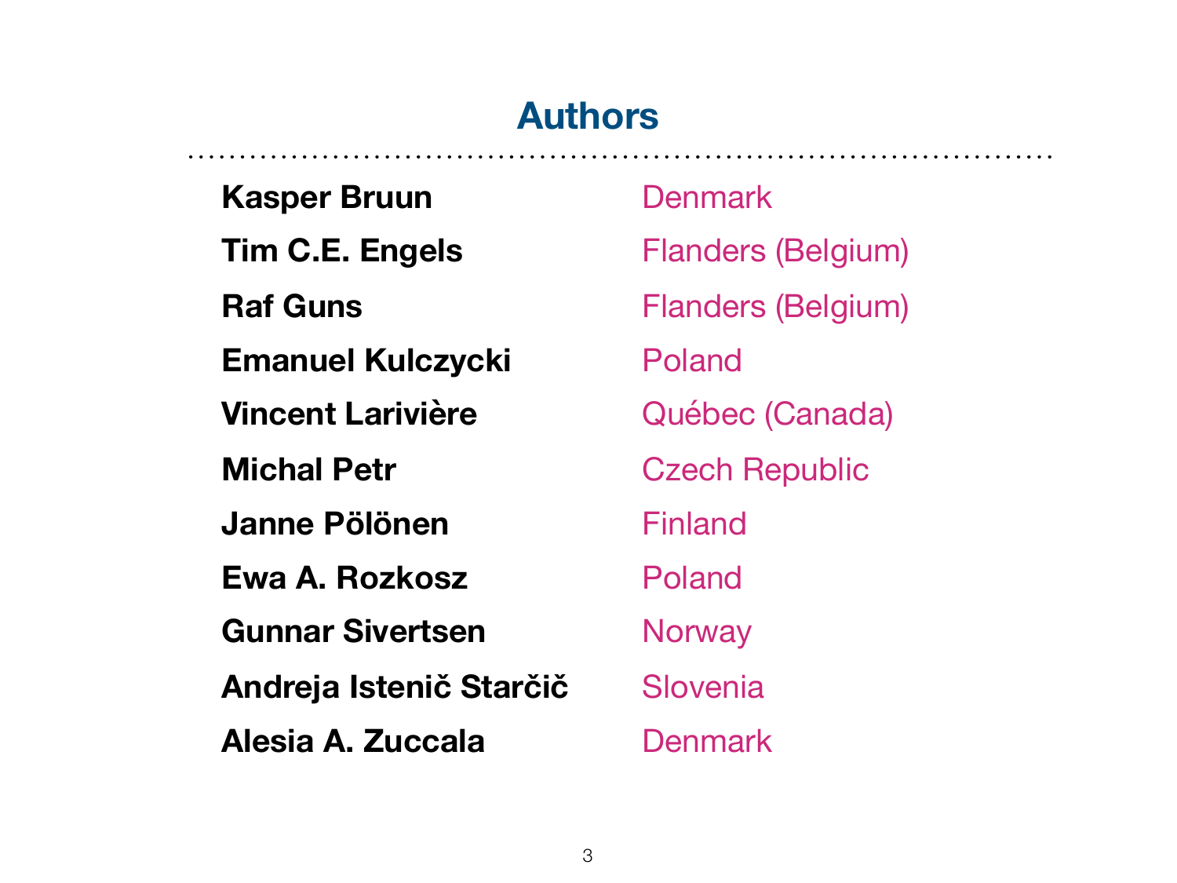## Authors

| | |
|---|---|
| **Kasper Bruun** | Denmark |
| **Tim C.E. Engels** | Flanders (Belgium) |
| **Raf Guns** | Flanders (Belgium) |
| **Emanuel Kulczycki** | Poland |
| **Vincent Larivière** | Québec (Canada) |
| **Michal Petr** | Czech Republic |
| **Janne Pölönen** | Finland |
| **Ewa A. Rozkosz** | Poland |
| **Gunnar Sivertsen** | Norway |
| **Andreja Istenič Starčič** | Slovenia |
| **Alesia A. Zuccala** | Denmark |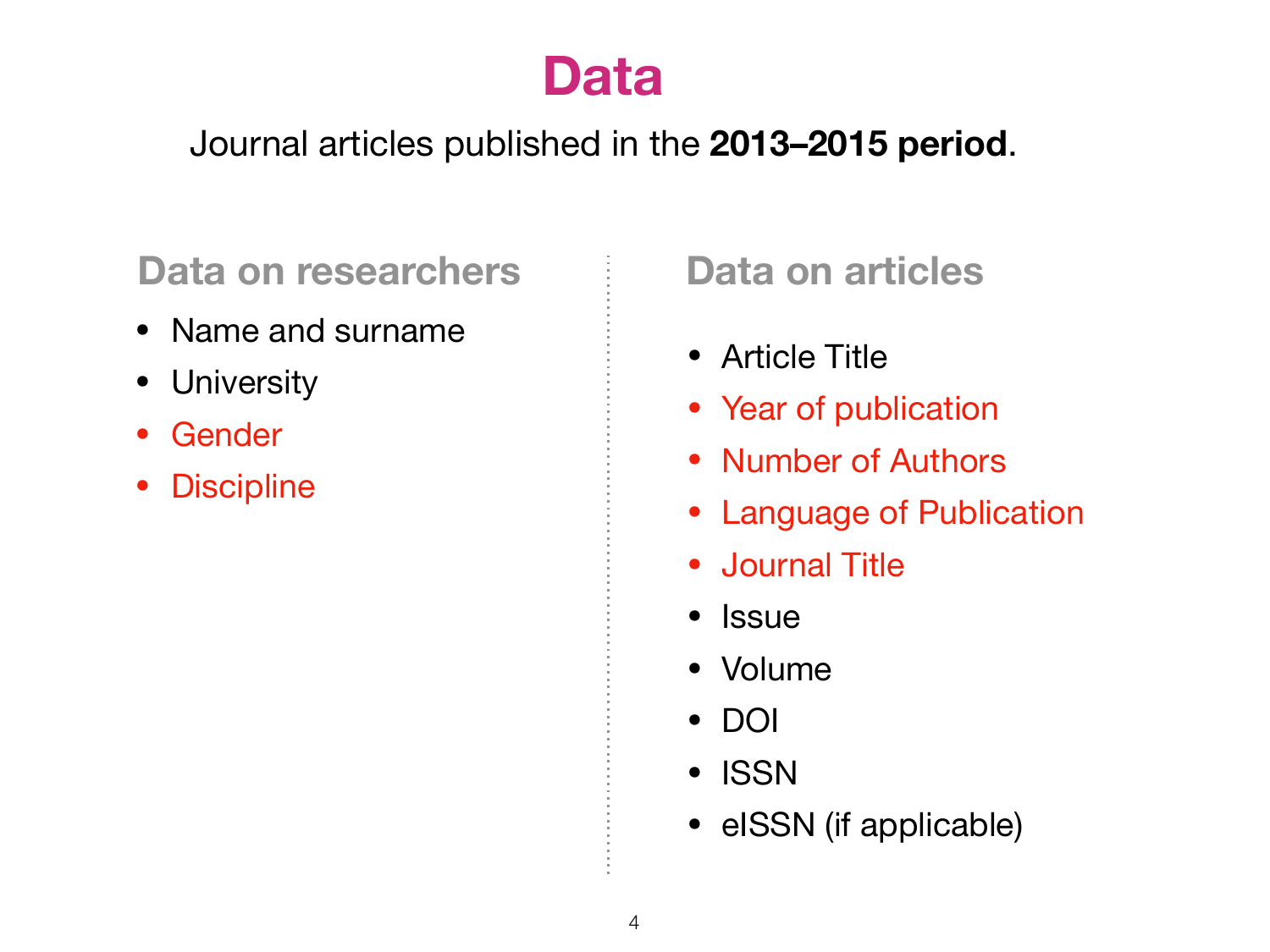# Data

Journal articles published in the **2013–2015 period**.

## Data on researchers

- Name and surname
- University
- Gender
- Discipline

## Data on articles

- Article Title
- Year of publication
- Number of Authors
- Language of Publication
- Journal Title
- Issue
- Volume
- DOI
- ISSN
- eISSN (if applicable)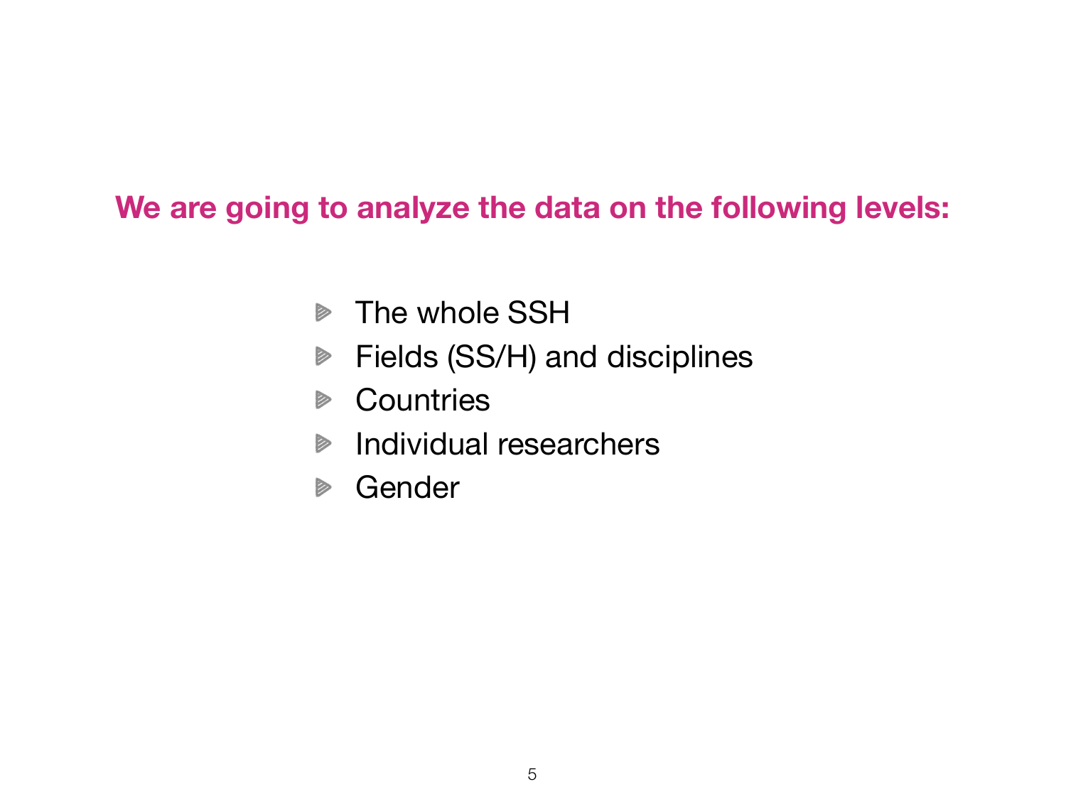**We are going to analyze the data on the following levels:**

- The whole SSH
- Fields (SS/H) and disciplines
- Countries
- Individual researchers
- Gender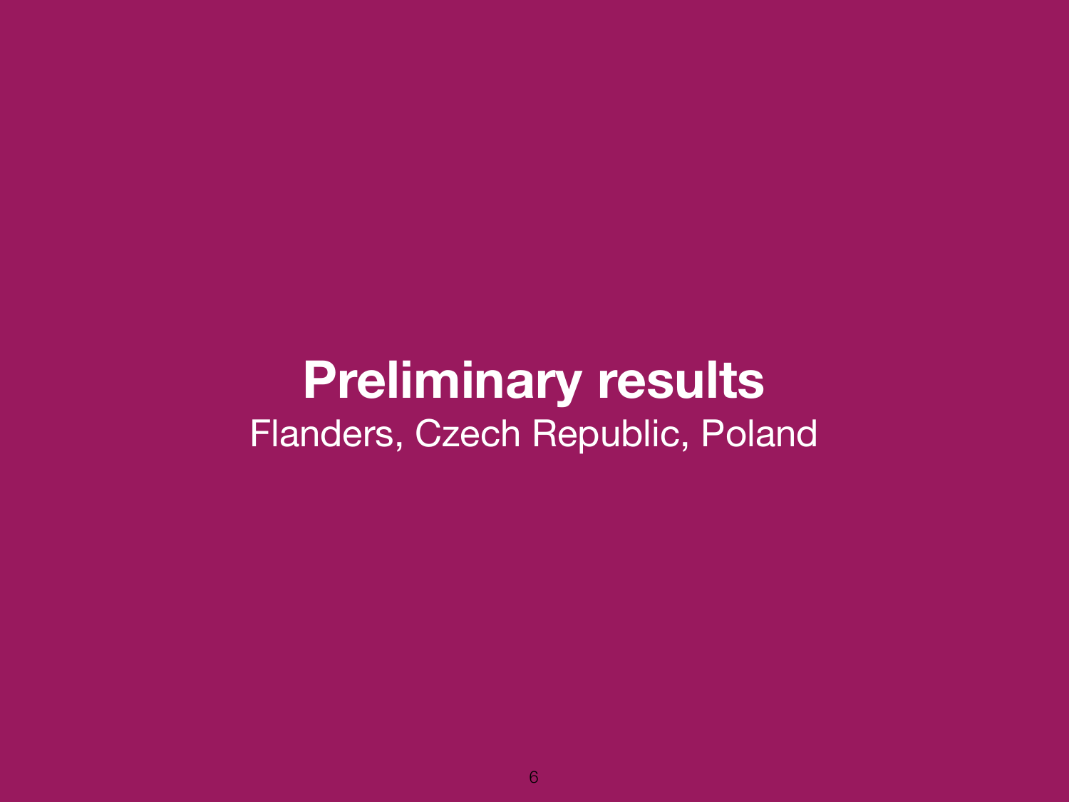# Preliminary results

Flanders, Czech Republic, Poland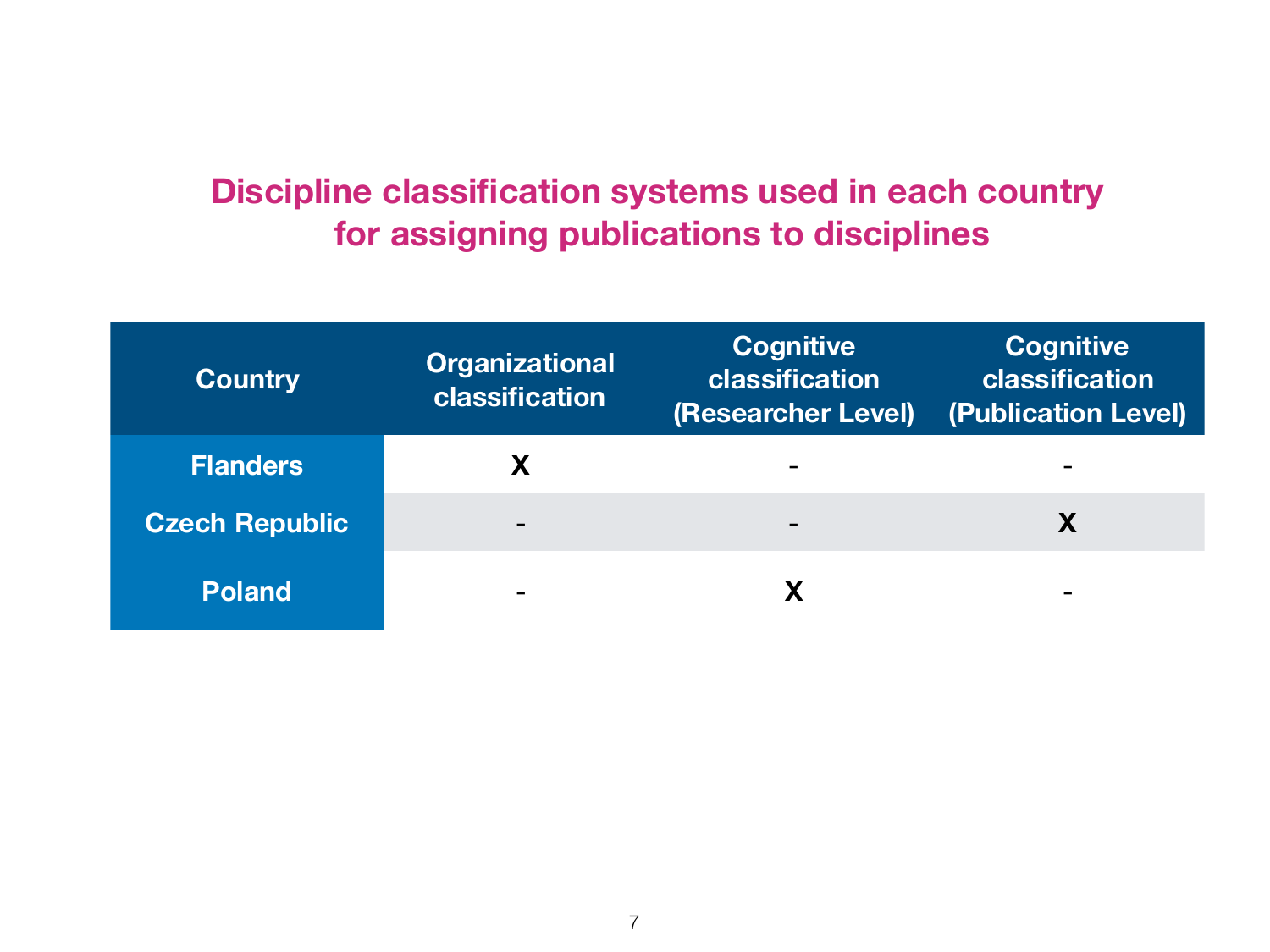## Discipline classification systems used in each country for assigning publications to disciplines

| Country | Organizational classification | Cognitive classification (Researcher Level) | Cognitive classification (Publication Level) |
|---|---|---|---|
| Flanders | X | - | - |
| Czech Republic | - | - | X |
| Poland | - | X | - |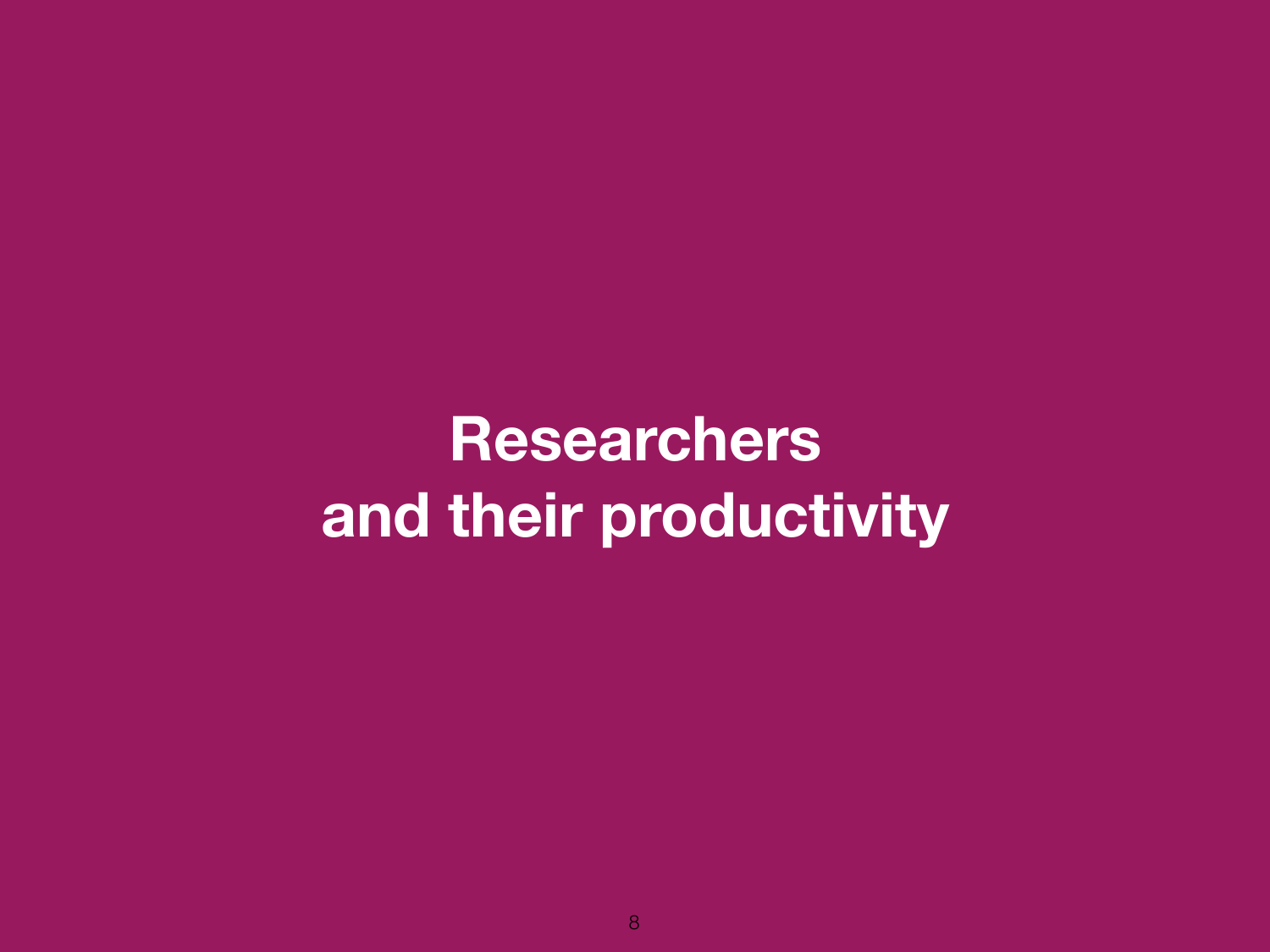# Researchers and their productivity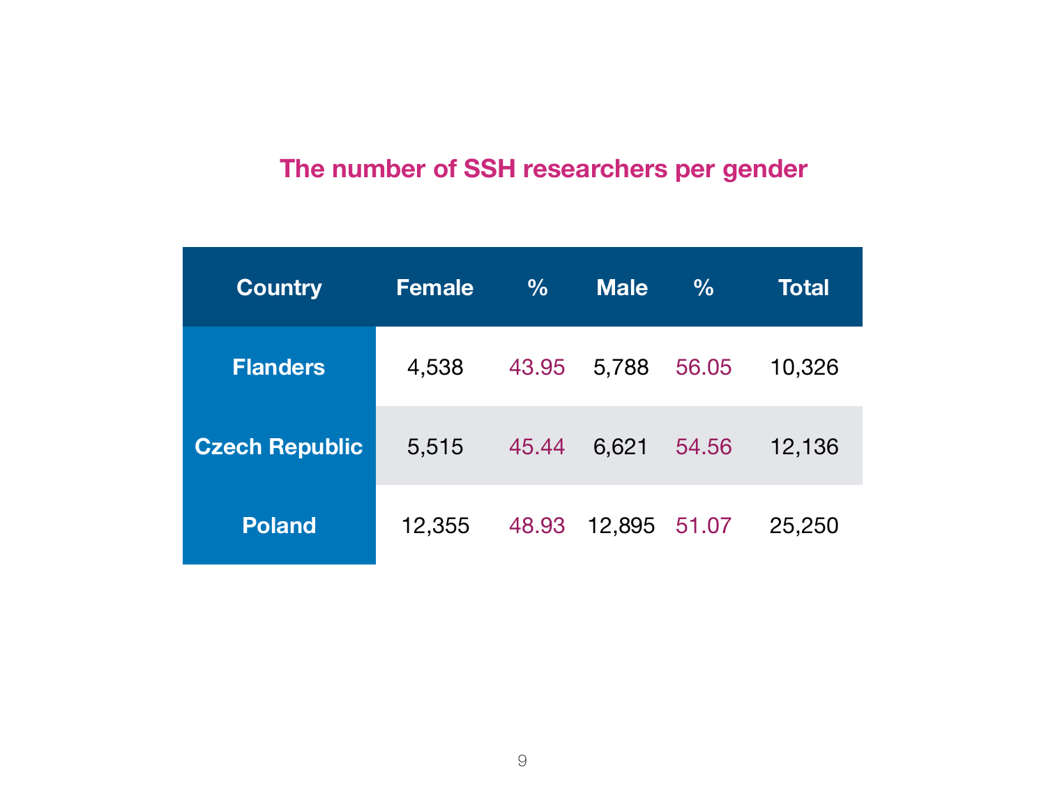## The number of SSH researchers per gender

| Country | Female | % | Male | % | Total |
|---|---|---|---|---|---|
| Flanders | 4,538 | 43.95 | 5,788 | 56.05 | 10,326 |
| Czech Republic | 5,515 | 45.44 | 6,621 | 54.56 | 12,136 |
| Poland | 12,355 | 48.93 | 12,895 | 51.07 | 25,250 |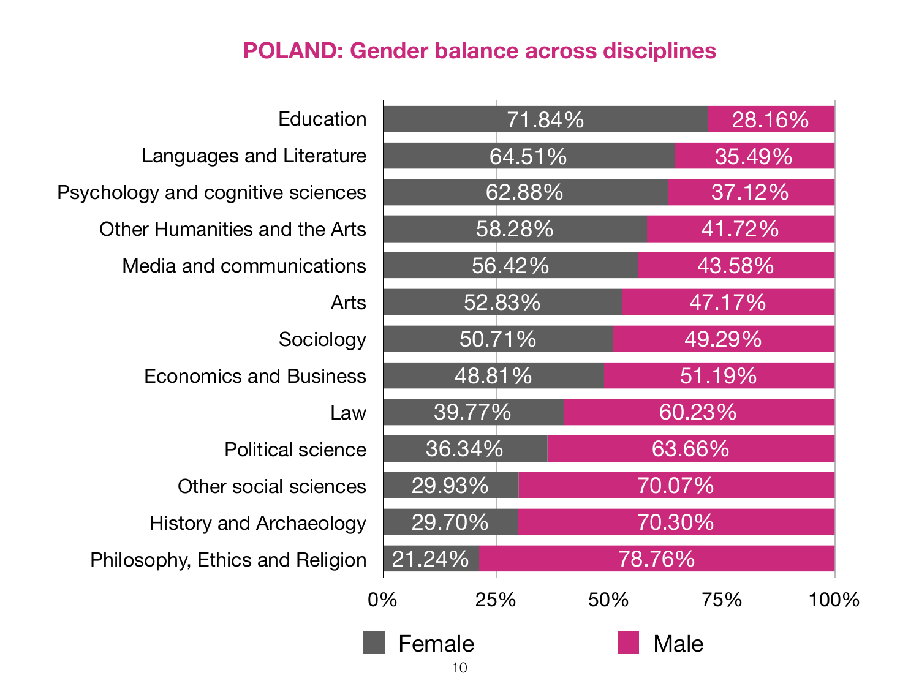# POLAND: Gender balance across disciplines

Education 71.84% 28.16%
Languages and Literature 64.51% 35.49%
Psychology and cognitive sciences 62.88% 37.12%
Other Humanities and the Arts 58.28% 41.72%
Media and communications 56.42% 43.58%
Arts 52.83% 47.17%
Sociology 50.71% 49.29%
Economics and Business 48.81% 51.19%
Law 39.77% 60.23%
Political science 36.34% 63.66%
Other social sciences 29.93% 70.07%
History and Archaeology 29.70% 70.30%
Philosophy, Ethics and Religion 21.24% 78.76%

0% 25% 50% 75% 100%

Female Male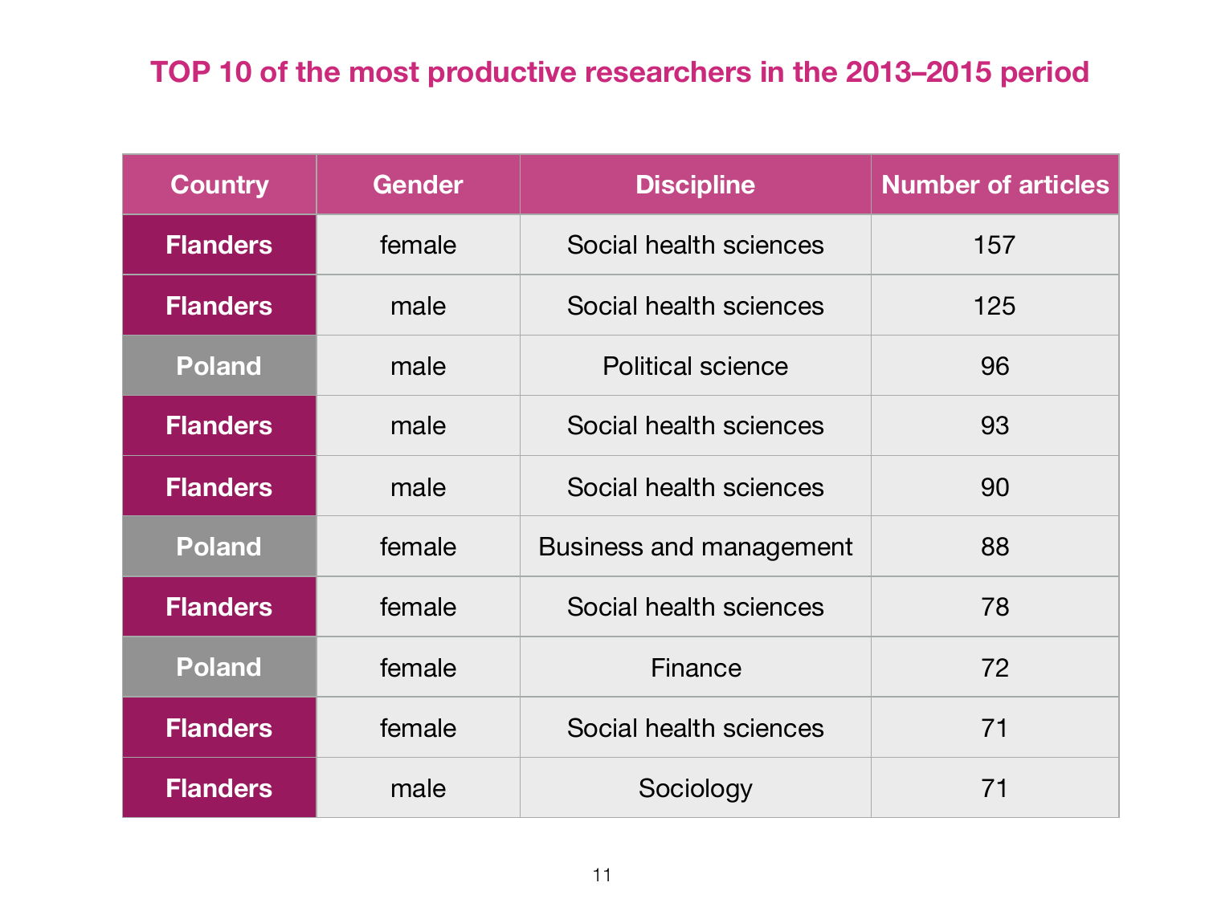# TOP 10 of the most productive researchers in the 2013–2015 period

| Country | Gender | Discipline | Number of articles |
|---|---|---|---|
| Flanders | female | Social health sciences | 157 |
| Flanders | male | Social health sciences | 125 |
| Poland | male | Political science | 96 |
| Flanders | male | Social health sciences | 93 |
| Flanders | male | Social health sciences | 90 |
| Poland | female | Business and management | 88 |
| Flanders | female | Social health sciences | 78 |
| Poland | female | Finance | 72 |
| Flanders | female | Social health sciences | 71 |
| Flanders | male | Sociology | 71 |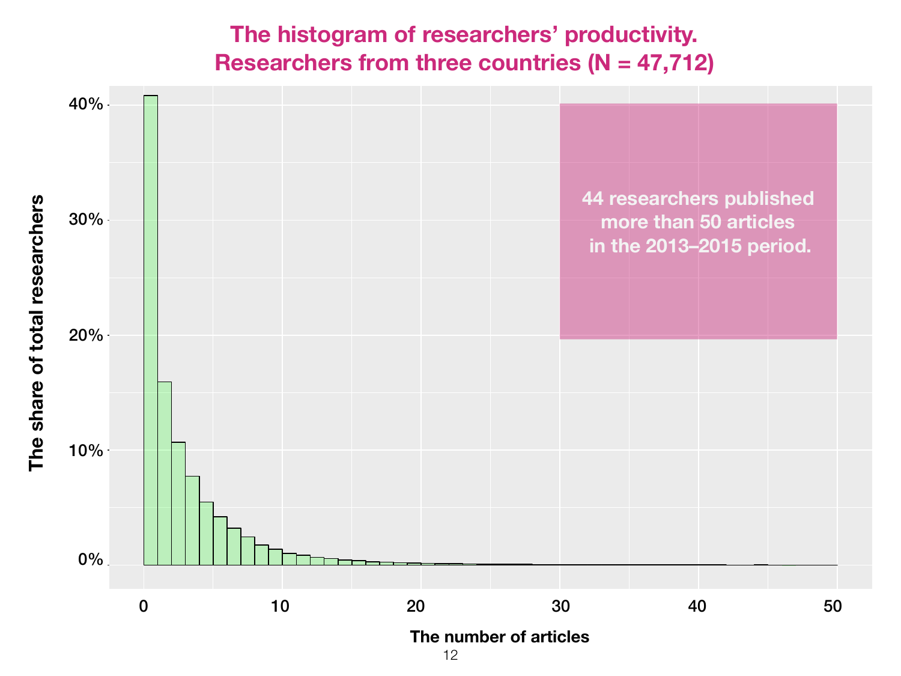# The histogram of researchers' productivity. Researchers from three countries (N = 47,712)

44 researchers published more than 50 articles in the 2013–2015 period.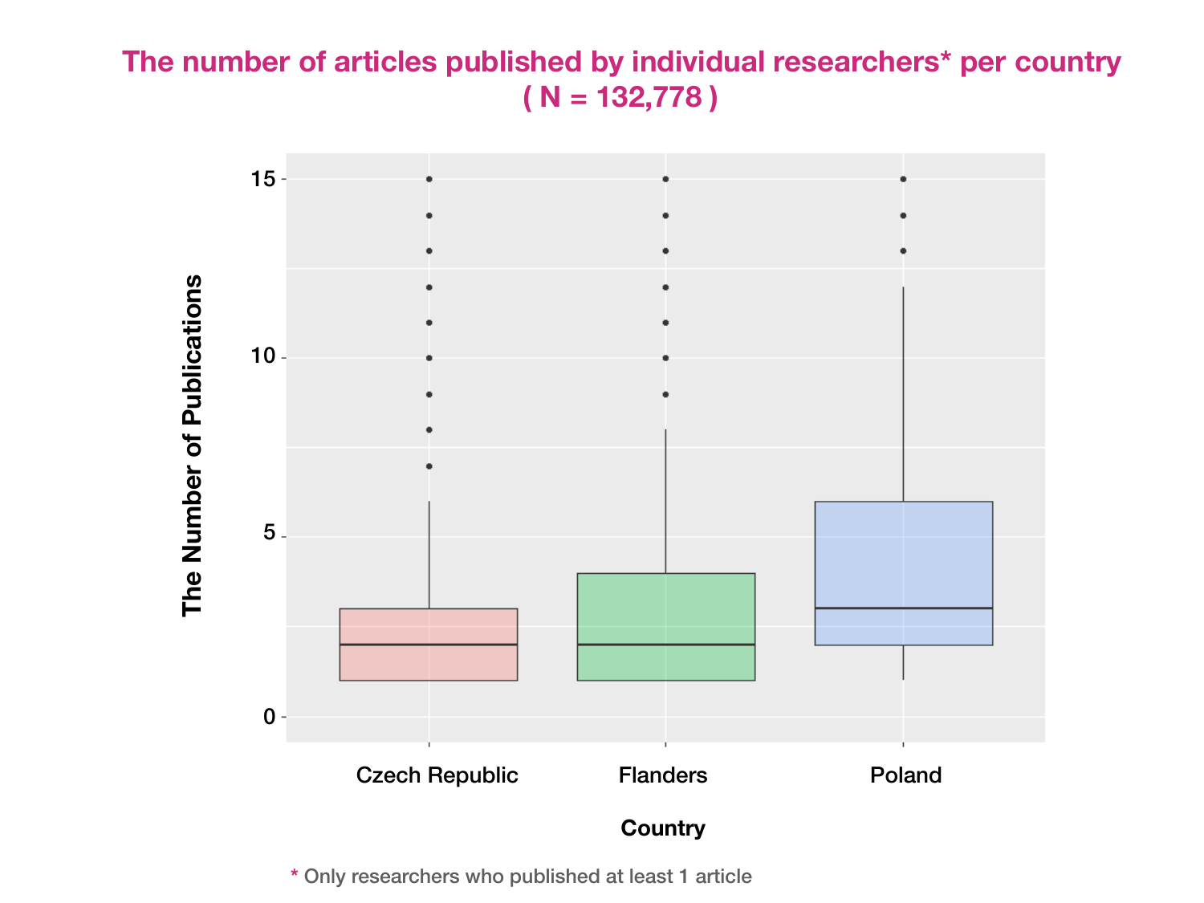The number of articles published by individual researchers* per country
( N = 132,778 )

The Number of Publications

15

10

5

0

Czech Republic

Flanders

Poland

Country

* Only researchers who published at least 1 article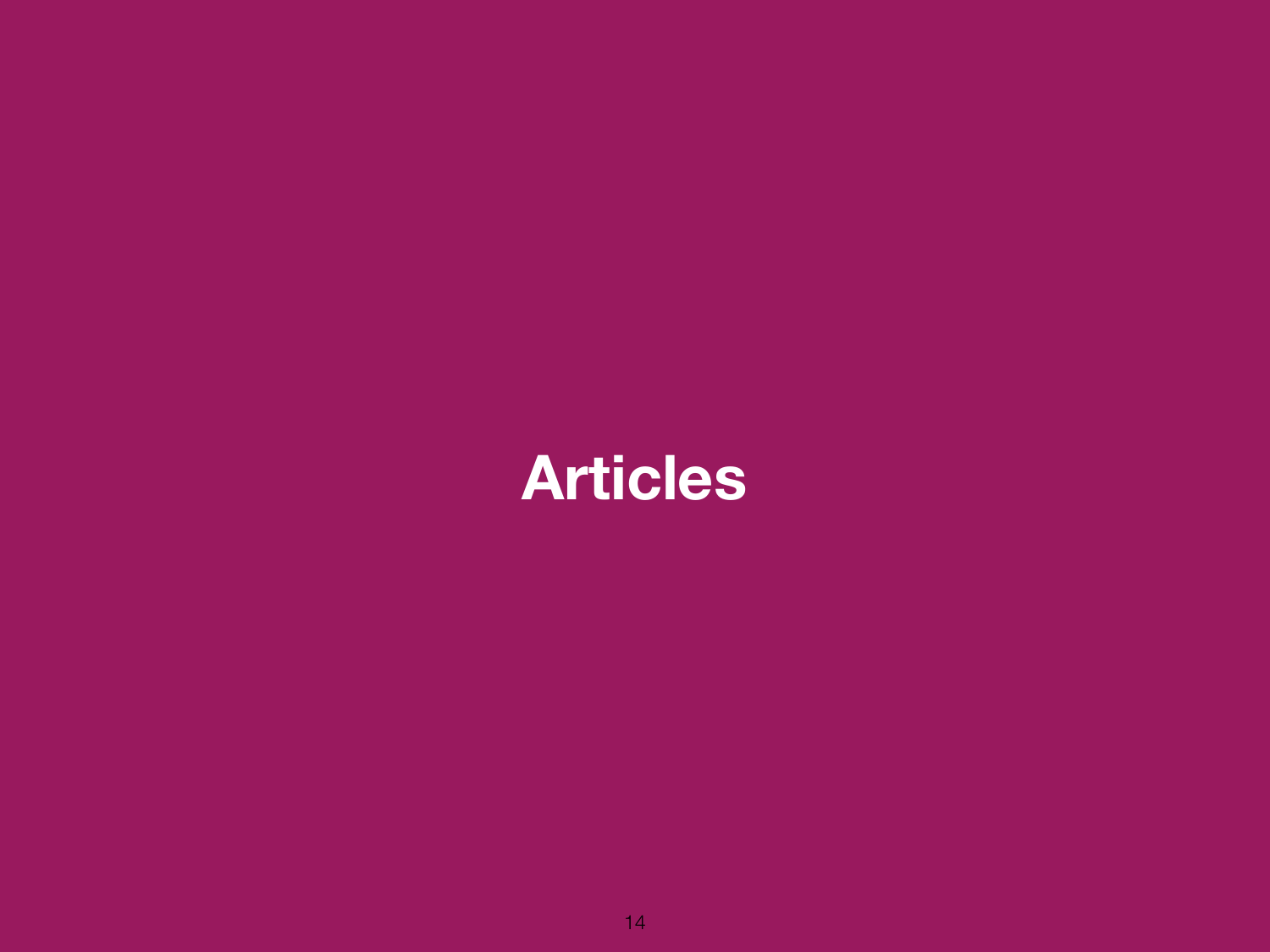# Articles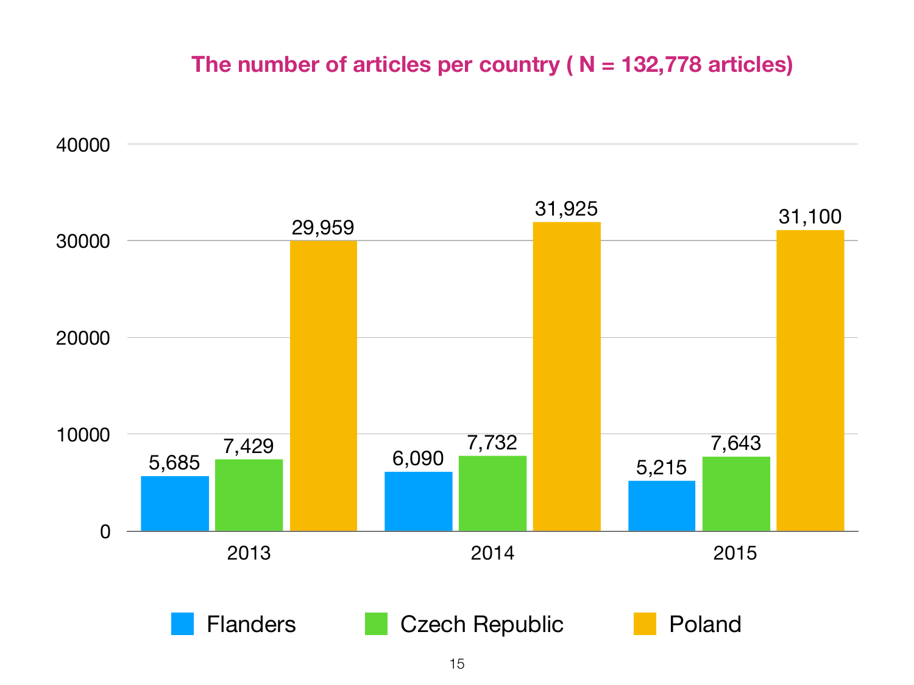## The number of articles per country ( N = 132,778 articles)

40000
30000
20000
10000
0

5,685
7,429
29,959
6,090
7,732
31,925
5,215
7,643
31,100

2013
2014
2015

Flanders
Czech Republic
Poland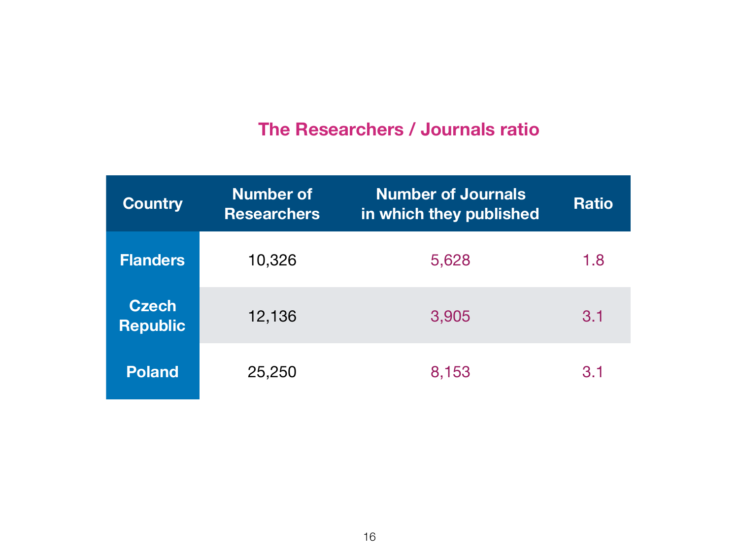## The Researchers / Journals ratio

| Country | Number of Researchers | Number of Journals in which they published | Ratio |
|---|---|---|---|
| Flanders | 10,326 | 5,628 | 1.8 |
| Czech Republic | 12,136 | 3,905 | 3.1 |
| Poland | 25,250 | 8,153 | 3.1 |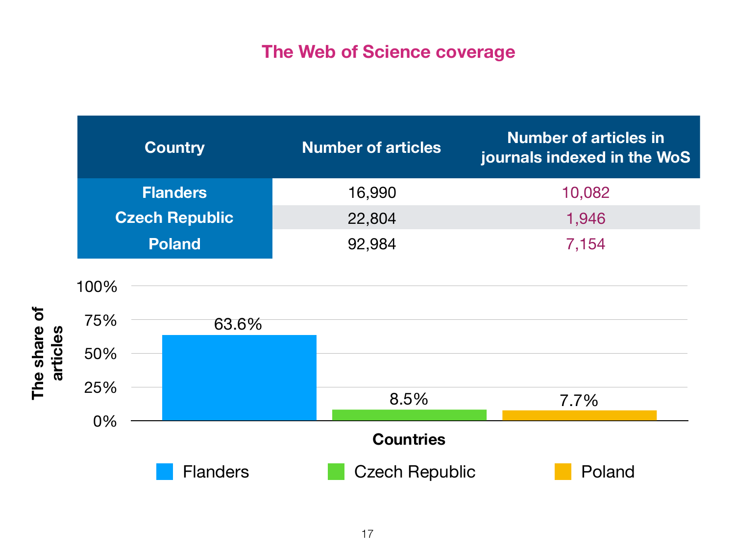# The Web of Science coverage

| Country | Number of articles | Number of articles in journals indexed in the WoS |
|---|---|---|
| Flanders | 16,990 | 10,082 |
| Czech Republic | 22,804 | 1,946 |
| Poland | 92,984 | 7,154 |

| Countries | The share of articles |
|---|---|
| Flanders | 63.6% |
| Czech Republic | 8.5% |
| Poland | 7.7% |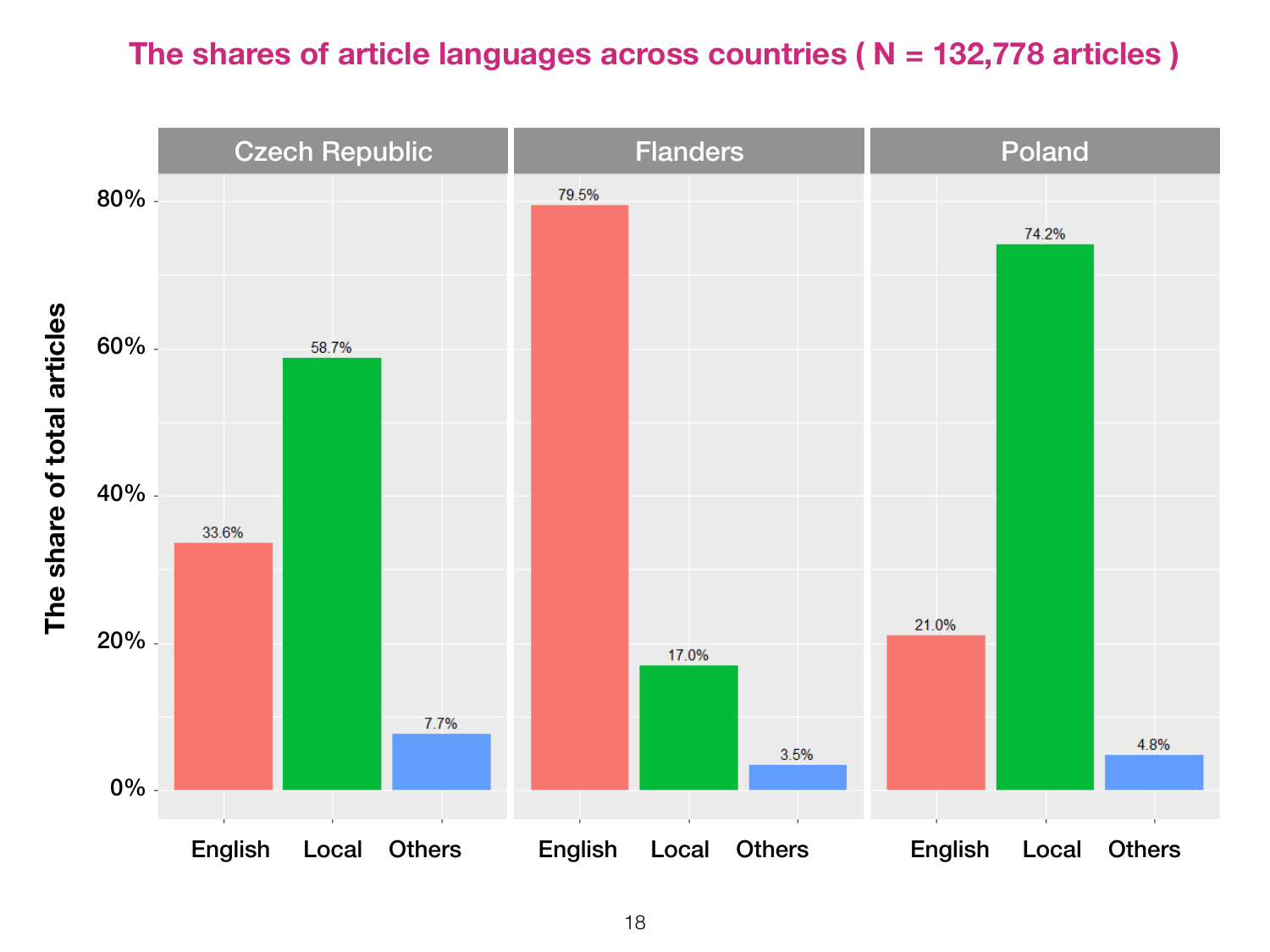# The shares of article languages across countries ( N = 132,778 articles )

The share of total articles

Czech Republic

33.6%

58.7%

7.7%

Flanders

79.5%

17.0%

3.5%

Poland

21.0%

74.2%

4.8%

0%
20%
40%
60%
80%

English Local Others

English Local Others

English Local Others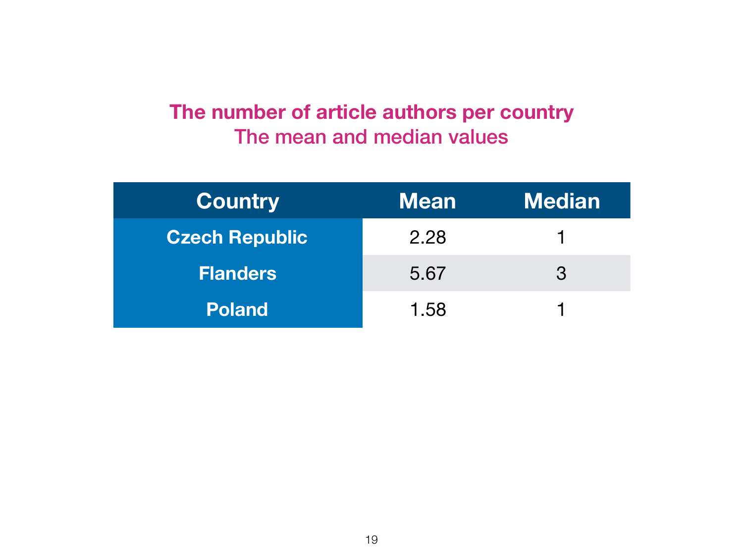## The number of article authors per country

The mean and median values

| Country | Mean | Median |
|---|---|---|
| Czech Republic | 2.28 | 1 |
| Flanders | 5.67 | 3 |
| Poland | 1.58 | 1 |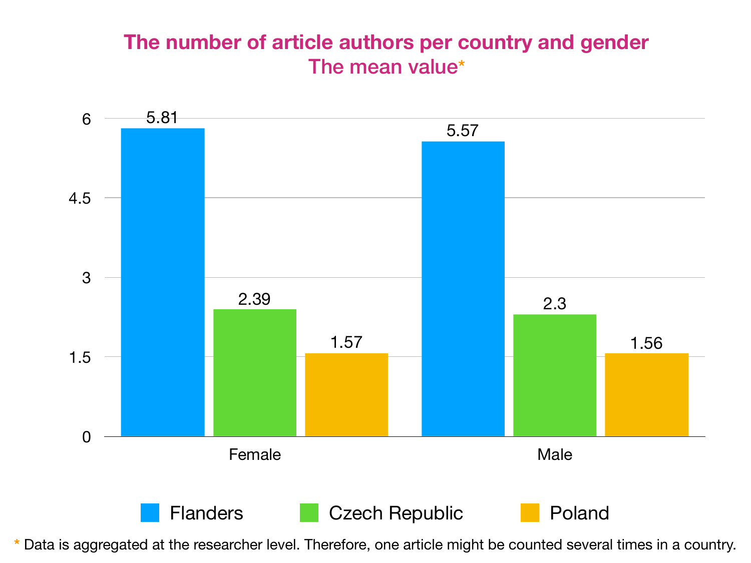The number of article authors per country and gender
The mean value*

6
4.5
3
1.5
0

5.81
2.39
1.57
5.57
2.3
1.56

Female
Male

Flanders
Czech Republic
Poland

* Data is aggregated at the researcher level. Therefore, one article might be counted several times in a country.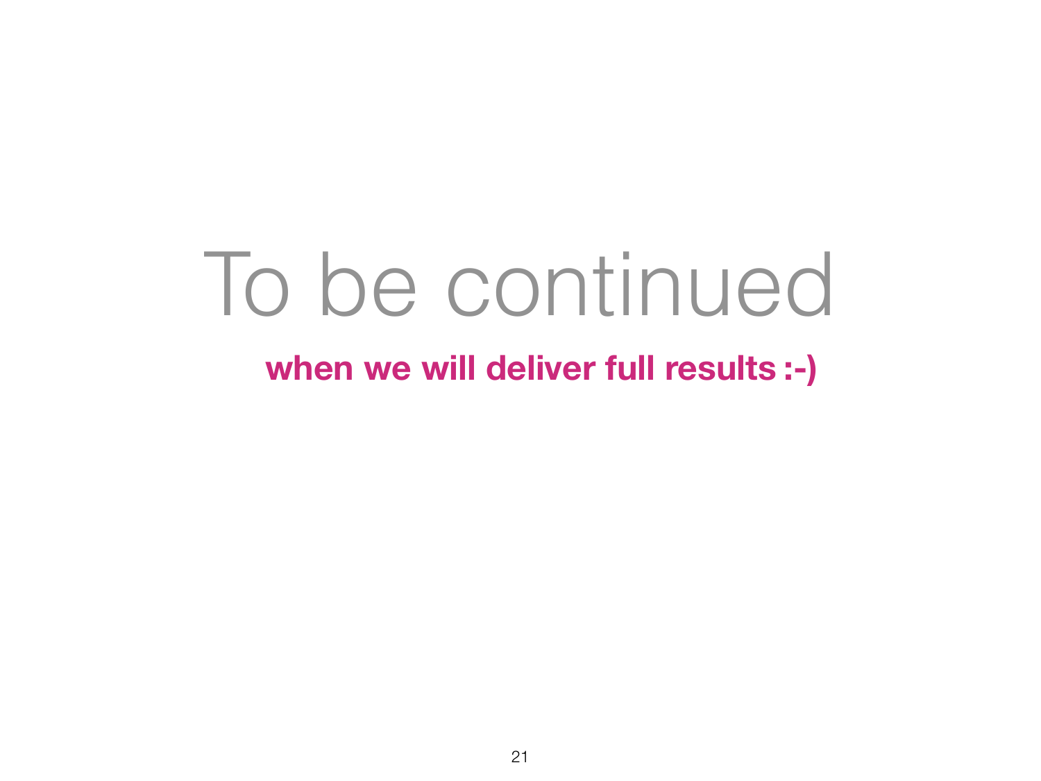# To be continued

**when we will deliver full results :-)**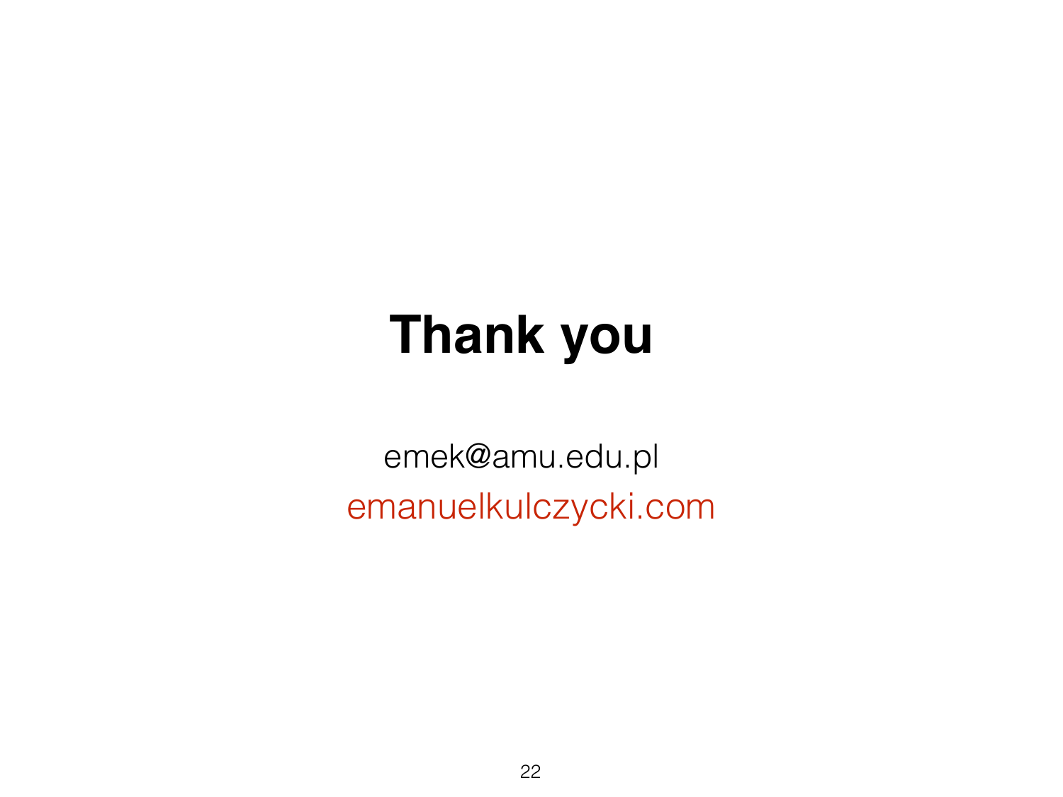# Thank you

emek@amu.edu.pl

emanuelkulczycki.com